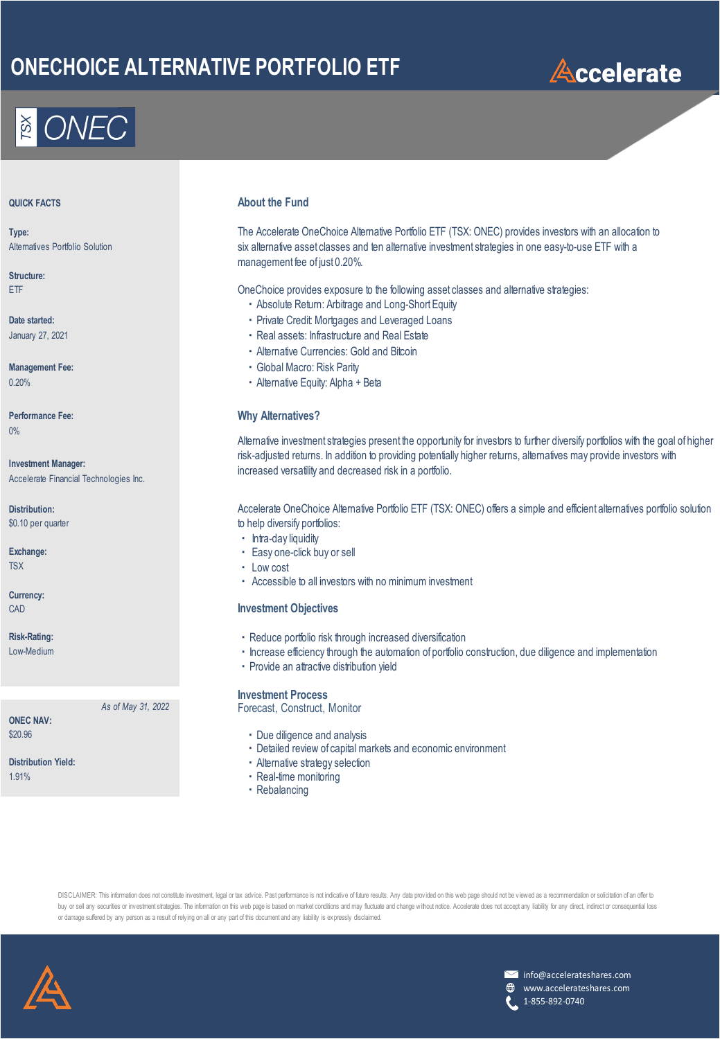# ONECHOICE ALTERNATIVE PORTFOLIO ETF

Accelerate

TSX ONEC

## QUICK FACTS

**Type:**
Alternatives Portfolio Solution

**Structure:**
ETF

**Date started:**
January 27, 2021

**Management Fee:**
0.20%

**Performance Fee:**
0%

**Investment Manager:**
Accelerate Financial Technologies Inc.

**Distribution:**
$0.10 per quarter

**Exchange:**
TSX

**Currency:**
CAD

**Risk-Rating:**
Low-Medium

*As of May 31, 2022*

**ONEC NAV:**
$20.96

**Distribution Yield:**
1.91%

## About the Fund

The Accelerate OneChoice Alternative Portfolio ETF (TSX: ONEC) provides investors with an allocation to six alternative asset classes and ten alternative investment strategies in one easy-to-use ETF with a management fee of just 0.20%.

OneChoice provides exposure to the following asset classes and alternative strategies:

- Absolute Return: Arbitrage and Long-Short Equity
- Private Credit: Mortgages and Leveraged Loans
- Real assets: Infrastructure and Real Estate
- Alternative Currencies: Gold and Bitcoin
- Global Macro: Risk Parity
- Alternative Equity: Alpha + Beta

## Why Alternatives?

Alternative investment strategies present the opportunity for investors to further diversify portfolios with the goal of higher risk-adjusted returns. In addition to providing potentially higher returns, alternatives may provide investors with increased versatility and decreased risk in a portfolio.

Accelerate OneChoice Alternative Portfolio ETF (TSX: ONEC) offers a simple and efficient alternatives portfolio solution to help diversify portfolios:

- Intra-day liquidity
- Easy one-click buy or sell
- Low cost
- Accessible to all investors with no minimum investment

## Investment Objectives

- Reduce portfolio risk through increased diversification
- Increase efficiency through the automation of portfolio construction, due diligence and implementation
- Provide an attractive distribution yield

## Investment Process

Forecast, Construct, Monitor

- Due diligence and analysis
- Detailed review of capital markets and economic environment
- Alternative strategy selection
- Real-time monitoring
- Rebalancing

DISCLAIMER: This information does not constitute investment, legal or tax advice. Past performance is not indicative of future results. Any data provided on this web page should not be viewed as a recommendation or solicitation of an offer to buy or sell any securities or investment strategies. The information on this web page is based on market conditions and may fluctuate and change without notice. Accelerate does not accept any liability for any direct, indirect or consequential loss or damage suffered by any person as a result of relying on all or any part of this document and any liability is expressly disclaimed.

info@accelerateshares.com
www.accelerateshares.com
1-855-892-0740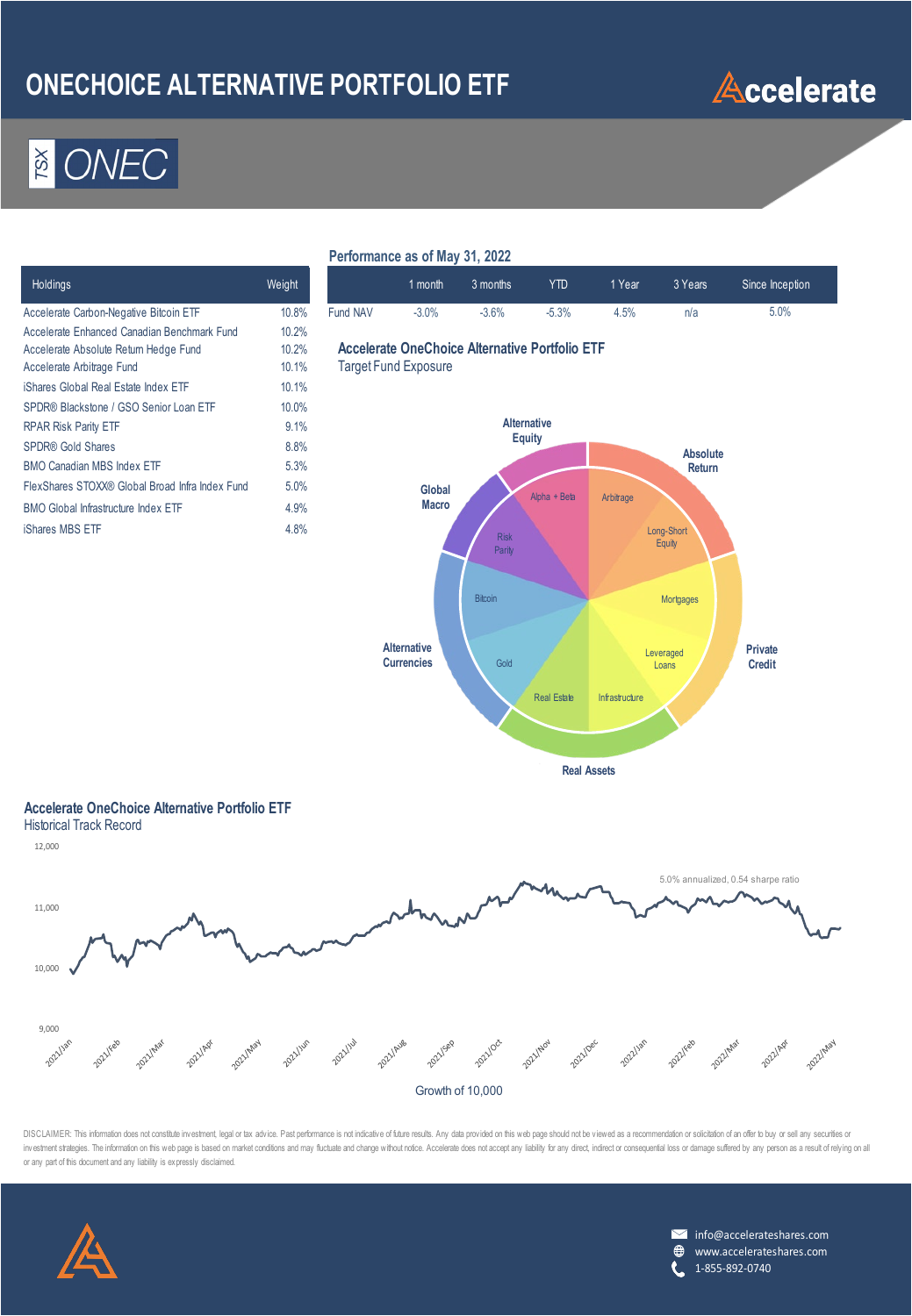# ONECHOICE ALTERNATIVE PORTFOLIO ETF

Accelerate

TSX ONEC

| Holdings | Weight |
|---|---|
| Accelerate Carbon-Negative Bitcoin ETF | 10.8% |
| Accelerate Enhanced Canadian Benchmark Fund | 10.2% |
| Accelerate Absolute Return Hedge Fund | 10.2% |
| Accelerate Arbitrage Fund | 10.1% |
| iShares Global Real Estate Index ETF | 10.1% |
| SPDR® Blackstone / GSO Senior Loan ETF | 10.0% |
| RPAR Risk Parity ETF | 9.1% |
| SPDR® Gold Shares | 8.8% |
| BMO Canadian MBS Index ETF | 5.3% |
| FlexShares STOXX® Global Broad Infra Index Fund | 5.0% |
| BMO Global Infrastructure Index ETF | 4.9% |
| iShares MBS ETF | 4.8% |

## Performance as of May 31, 2022

| | 1 month | 3 months | YTD | 1 Year | 3 Years | Since Inception |
|---|---|---|---|---|---|---|
| Fund NAV | -3.0% | -3.6% | -5.3% | 4.5% | n/a | 5.0% |

## Accelerate OneChoice Alternative Portfolio ETF
Target Fund Exposure

Alternative Equity
Absolute Return
Global Macro
Alternative Currencies
Private Credit
Real Assets
Alpha + Beta
Arbitrage
Long-Short Equity
Risk Parity
Bitcoin
Mortgages
Gold
Leveraged Loans
Real Estate
Infrastructure

## Accelerate OneChoice Alternative Portfolio ETF
Historical Track Record

12,000
11,000
10,000
9,000

5.0% annualized, 0.54 sharpe ratio

2021/Jan 2021/Feb 2021/Mar 2021/Apr 2021/May 2021/Jun 2021/Jul 2021/Aug 2021/Sep 2021/Oct 2021/Nov 2021/Dec 2022/Jan 2022/Feb 2022/Mar 2022/Apr 2022/May

Growth of 10,000

DISCLAIMER: This information does not constitute investment, legal or tax advice. Past performance is not indicative of future results. Any data provided on this web page should not be viewed as a recommendation or solicitation of an offer to buy or sell any securities or investment strategies. The information on this web page is based on market conditions and may fluctuate and change without notice. Accelerate does not accept any liability for any direct, indirect or consequential loss or damage suffered by any person as a result of relying on all or any part of this document and any liability is expressly disclaimed.

info@accelerateshares.com
www.accelerateshares.com
1-855-892-0740